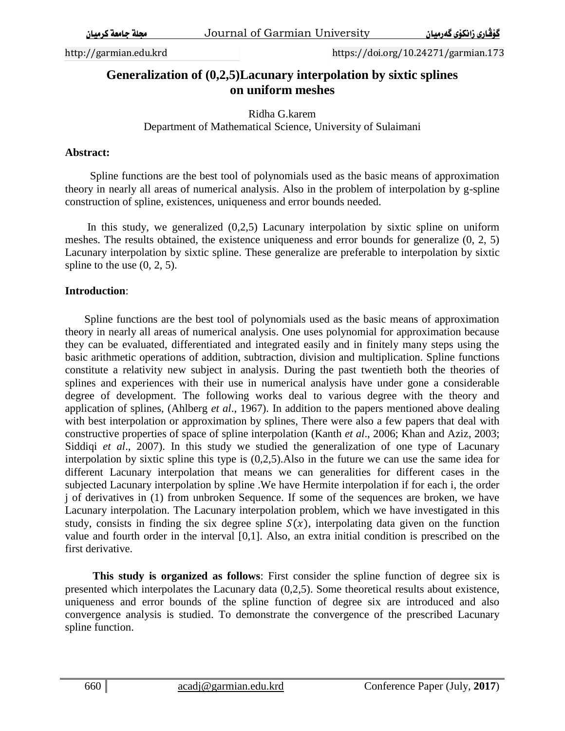# Generalization of (0,2,5)Lacunary interpolation by sixtic splines on uniform meshes

Ridha G.karem
Department of Mathematical Science, University of Sulaimani

**Abstract:**

Spline functions are the best tool of polynomials used as the basic means of approximation theory in nearly all areas of numerical analysis. Also in the problem of interpolation by g-spline construction of spline, existences, uniqueness and error bounds needed.

In this study, we generalized (0,2,5) Lacunary interpolation by sixtic spline on uniform meshes. The results obtained, the existence uniqueness and error bounds for generalize (0, 2, 5) Lacunary interpolation by sixtic spline. These generalize are preferable to interpolation by sixtic spline to the use (0, 2, 5).

**Introduction**:

Spline functions are the best tool of polynomials used as the basic means of approximation theory in nearly all areas of numerical analysis. One uses polynomial for approximation because they can be evaluated, differentiated and integrated easily and in finitely many steps using the basic arithmetic operations of addition, subtraction, division and multiplication. Spline functions constitute a relativity new subject in analysis. During the past twentieth both the theories of splines and experiences with their use in numerical analysis have under gone a considerable degree of development. The following works deal to various degree with the theory and application of splines, (Ahlberg *et al*., 1967). In addition to the papers mentioned above dealing with best interpolation or approximation by splines, There were also a few papers that deal with constructive properties of space of spline interpolation (Kanth *et al*., 2006; Khan and Aziz, 2003; Siddiqi *et al*., 2007). In this study we studied the generalization of one type of Lacunary interpolation by sixtic spline this type is (0,2,5).Also in the future we can use the same idea for different Lacunary interpolation that means we can generalities for different cases in the subjected Lacunary interpolation by spline .We have Hermite interpolation if for each i, the order j of derivatives in (1) from unbroken Sequence. If some of the sequences are broken, we have Lacunary interpolation. The Lacunary interpolation problem, which we have investigated in this study, consists in finding the six degree spline $S(x)$, interpolating data given on the function value and fourth order in the interval [0,1]. Also, an extra initial condition is prescribed on the first derivative.

**This study is organized as follows**: First consider the spline function of degree six is presented which interpolates the Lacunary data (0,2,5). Some theoretical results about existence, uniqueness and error bounds of the spline function of degree six are introduced and also convergence analysis is studied. To demonstrate the convergence of the prescribed Lacunary spline function.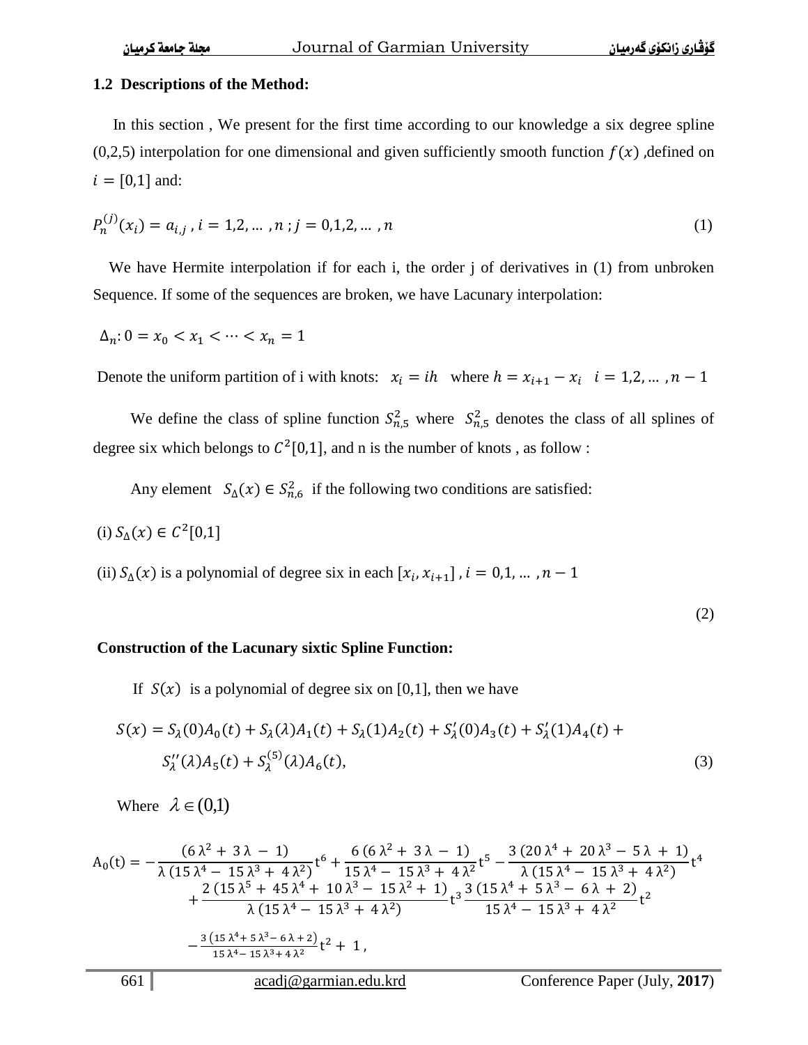## 1.2 Descriptions of the Method:

In this section , We present for the first time according to our knowledge a six degree spline (0,2,5) interpolation for one dimensional and given sufficiently smooth function $f(x)$ ,defined on $i = [0,1]$ and:

$$P_n^{(j)}(x_i) = a_{i,j} \;,\; i = 1,2, \dots ,n \;;\; j = 0,1,2, \dots ,n \tag{1}$$

We have Hermite interpolation if for each i, the order j of derivatives in (1) from unbroken Sequence. If some of the sequences are broken, we have Lacunary interpolation:

$$\Delta_n : 0 = x_0 < x_1 < \cdots < x_n = 1$$

Denote the uniform partition of i with knots: $x_i = ih$ where $h = x_{i+1} - x_i \quad i = 1,2, \dots ,n-1$

We define the class of spline function $S_{n,5}^2$ where $S_{n,5}^2$ denotes the class of all splines of degree six which belongs to $C^2[0,1]$, and n is the number of knots , as follow :

Any element $S_\Delta(x) \in S_{n,6}^2$ if the following two conditions are satisfied:

(i) $S_\Delta(x) \in C^2[0,1]$

(ii) $S_\Delta(x)$ is a polynomial of degree six in each $[x_i, x_{i+1}]$ , $i = 0,1, \dots ,n-1$

(2)

**Construction of the Lacunary sixtic Spline Function:**

If $S(x)$ is a polynomial of degree six on [0,1], then we have

$$S(x) = S_\lambda(0)A_0(t) + S_\lambda(\lambda)A_1(t) + S_\lambda(1)A_2(t) + S'_\lambda(0)A_3(t) + S'_\lambda(1)A_4(t) + S''_\lambda(\lambda)A_5(t) + S_\lambda^{(5)}(\lambda)A_6(t), \tag{3}$$

Where $\lambda \in (0,1)$

$$A_0(t) = -\frac{(6\lambda^2 + 3\lambda - 1)}{\lambda(15\lambda^4 - 15\lambda^3 + 4\lambda^2)}t^6 + \frac{6(6\lambda^2 + 3\lambda - 1)}{15\lambda^4 - 15\lambda^3 + 4\lambda^2}t^5 - \frac{3(20\lambda^4 + 20\lambda^3 - 5\lambda + 1)}{\lambda(15\lambda^4 - 15\lambda^3 + 4\lambda^2)}t^4 + \frac{2(15\lambda^5 + 45\lambda^4 + 10\lambda^3 - 15\lambda^2 + 1)}{\lambda(15\lambda^4 - 15\lambda^3 + 4\lambda^2)}t^3 \frac{3(15\lambda^4 + 5\lambda^3 - 6\lambda + 2)}{15\lambda^4 - 15\lambda^3 + 4\lambda^2}t^2$$

$$-\frac{3(15\lambda^4 + 5\lambda^3 - 6\lambda + 2)}{15\lambda^4 - 15\lambda^3 + 4\lambda^2}t^2 + 1 ,$$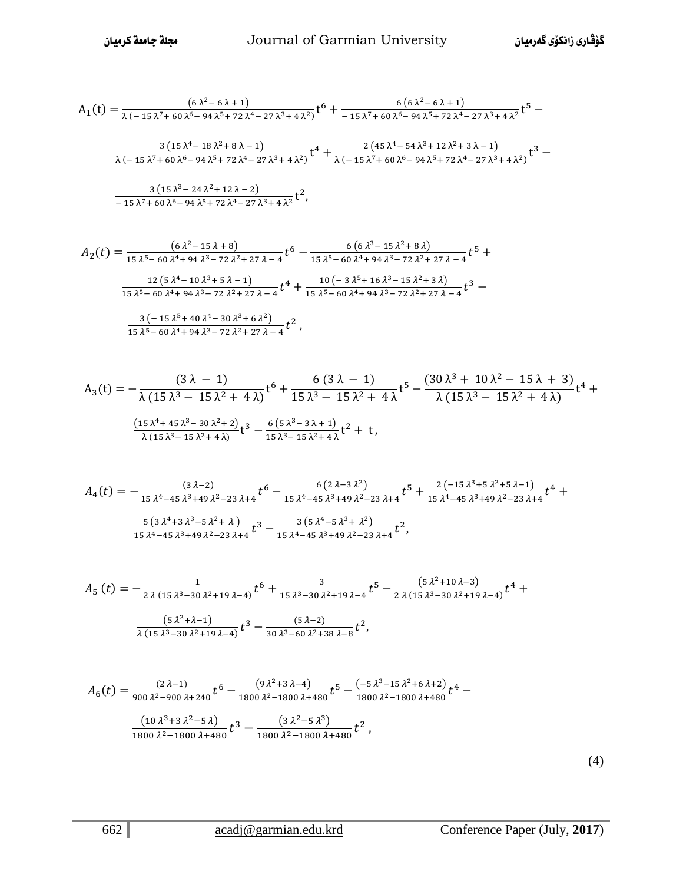$$A_1(t) = \frac{(6\lambda^2 - 6\lambda + 1)}{\lambda(-15\lambda^7 + 60\lambda^6 - 94\lambda^5 + 72\lambda^4 - 27\lambda^3 + 4\lambda^2)} t^6 + \frac{6(6\lambda^2 - 6\lambda + 1)}{-15\lambda^7 + 60\lambda^6 - 94\lambda^5 + 72\lambda^4 - 27\lambda^3 + 4\lambda^2} t^5 - \frac{3(15\lambda^4 - 18\lambda^2 + 8\lambda - 1)}{\lambda(-15\lambda^7 + 60\lambda^6 - 94\lambda^5 + 72\lambda^4 - 27\lambda^3 + 4\lambda^2)} t^4 + \frac{2(45\lambda^4 - 54\lambda^3 + 12\lambda^2 + 3\lambda - 1)}{\lambda(-15\lambda^7 + 60\lambda^6 - 94\lambda^5 + 72\lambda^4 - 27\lambda^3 + 4\lambda^2)} t^3 - \frac{3(15\lambda^3 - 24\lambda^2 + 12\lambda - 2)}{-15\lambda^7 + 60\lambda^6 - 94\lambda^5 + 72\lambda^4 - 27\lambda^3 + 4\lambda^2} t^2,$$

$$A_2(t) = \frac{(6\lambda^2 - 15\lambda + 8)}{15\lambda^5 - 60\lambda^4 + 94\lambda^3 - 72\lambda^2 + 27\lambda - 4} t^6 - \frac{6(6\lambda^3 - 15\lambda^2 + 8\lambda)}{15\lambda^5 - 60\lambda^4 + 94\lambda^3 - 72\lambda^2 + 27\lambda - 4} t^5 + \frac{12(5\lambda^4 - 10\lambda^3 + 5\lambda - 1)}{15\lambda^5 - 60\lambda^4 + 94\lambda^3 - 72\lambda^2 + 27\lambda - 4} t^4 + \frac{10(-3\lambda^5 + 16\lambda^3 - 15\lambda^2 + 3\lambda)}{15\lambda^5 - 60\lambda^4 + 94\lambda^3 - 72\lambda^2 + 27\lambda - 4} t^3 - \frac{3(-15\lambda^5 + 40\lambda^4 - 30\lambda^3 + 6\lambda^2)}{15\lambda^5 - 60\lambda^4 + 94\lambda^3 - 72\lambda^2 + 27\lambda - 4} t^2,$$

$$A_3(t) = -\frac{(3\lambda - 1)}{\lambda(15\lambda^3 - 15\lambda^2 + 4\lambda)} t^6 + \frac{6(3\lambda - 1)}{15\lambda^3 - 15\lambda^2 + 4\lambda} t^5 - \frac{(30\lambda^3 + 10\lambda^2 - 15\lambda + 3)}{\lambda(15\lambda^3 - 15\lambda^2 + 4\lambda)} t^4 + \frac{(15\lambda^4 + 45\lambda^3 - 30\lambda^2 + 2)}{\lambda(15\lambda^3 - 15\lambda^2 + 4\lambda)} t^3 - \frac{6(5\lambda^3 - 3\lambda + 1)}{15\lambda^3 - 15\lambda^2 + 4\lambda} t^2 + t,$$

$$A_4(t) = -\frac{(3\lambda - 2)}{15\lambda^4 - 45\lambda^3 + 49\lambda^2 - 23\lambda + 4} t^6 - \frac{6(2\lambda - 3\lambda^2)}{15\lambda^4 - 45\lambda^3 + 49\lambda^2 - 23\lambda + 4} t^5 + \frac{2(-15\lambda^3 + 5\lambda^2 + 5\lambda - 1)}{15\lambda^4 - 45\lambda^3 + 49\lambda^2 - 23\lambda + 4} t^4 + \frac{5(3\lambda^4 + 3\lambda^3 - 5\lambda^2 + \lambda)}{15\lambda^4 - 45\lambda^3 + 49\lambda^2 - 23\lambda + 4} t^3 - \frac{3(5\lambda^4 - 5\lambda^3 + \lambda^2)}{15\lambda^4 - 45\lambda^3 + 49\lambda^2 - 23\lambda + 4} t^2,$$

$$A_5(t) = -\frac{1}{2\lambda(15\lambda^3 - 30\lambda^2 + 19\lambda - 4)} t^6 + \frac{3}{15\lambda^3 - 30\lambda^2 + 19\lambda - 4} t^5 - \frac{(5\lambda^2 + 10\lambda - 3)}{2\lambda(15\lambda^3 - 30\lambda^2 + 19\lambda - 4)} t^4 + \frac{(5\lambda^2 + \lambda - 1)}{\lambda(15\lambda^3 - 30\lambda^2 + 19\lambda - 4)} t^3 - \frac{(5\lambda - 2)}{30\lambda^3 - 60\lambda^2 + 38\lambda - 8} t^2,$$

$$A_6(t) = \frac{(2\lambda - 1)}{900\lambda^2 - 900\lambda + 240} t^6 - \frac{(9\lambda^2 + 3\lambda - 4)}{1800\lambda^2 - 1800\lambda + 480} t^5 - \frac{(-5\lambda^3 - 15\lambda^2 + 6\lambda + 2)}{1800\lambda^2 - 1800\lambda + 480} t^4 - \frac{(10\lambda^3 + 3\lambda^2 - 5\lambda)}{1800\lambda^2 - 1800\lambda + 480} t^3 - \frac{(3\lambda^2 - 5\lambda^3)}{1800\lambda^2 - 1800\lambda + 480} t^2,$$

(4)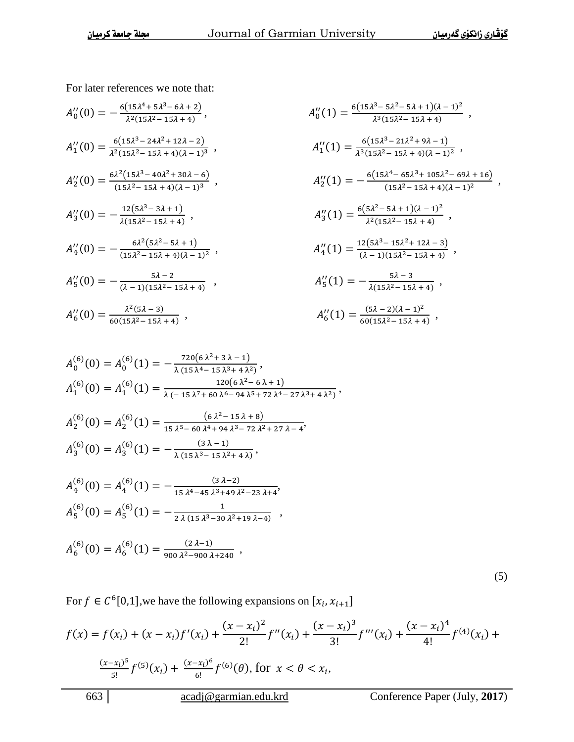For later references we note that:

$$A_0''(0) = -\frac{6(15\lambda^4 + 5\lambda^3 - 6\lambda + 2)}{\lambda^2(15\lambda^2 - 15\lambda + 4)}, \qquad A_0''(1) = \frac{6(15\lambda^3 - 5\lambda^2 - 5\lambda + 1)(\lambda - 1)^2}{\lambda^3(15\lambda^2 - 15\lambda + 4)},$$

$$A_1''(0) = \frac{6(15\lambda^3 - 24\lambda^2 + 12\lambda - 2)}{\lambda^2(15\lambda^2 - 15\lambda + 4)(\lambda - 1)^3}, \qquad A_1''(1) = \frac{6(15\lambda^3 - 21\lambda^2 + 9\lambda - 1)}{\lambda^3(15\lambda^2 - 15\lambda + 4)(\lambda - 1)^2},$$

$$A_2''(0) = \frac{6\lambda^2(15\lambda^3 - 40\lambda^2 + 30\lambda - 6)}{(15\lambda^2 - 15\lambda + 4)(\lambda - 1)^3}, \qquad A_2''(1) = -\frac{6(15\lambda^4 - 65\lambda^3 + 105\lambda^2 - 69\lambda + 16)}{(15\lambda^2 - 15\lambda + 4)(\lambda - 1)^2},$$

$$A_3''(0) = -\frac{12(5\lambda^3 - 3\lambda + 1)}{\lambda(15\lambda^2 - 15\lambda + 4)}, \qquad A_3''(1) = \frac{6(5\lambda^2 - 5\lambda + 1)(\lambda - 1)^2}{\lambda^2(15\lambda^2 - 15\lambda + 4)},$$

$$A_4''(0) = -\frac{6\lambda^2(5\lambda^2 - 5\lambda + 1)}{(15\lambda^2 - 15\lambda + 4)(\lambda - 1)^2}, \qquad A_4''(1) = \frac{12(5\lambda^3 - 15\lambda^2 + 12\lambda - 3)}{(\lambda - 1)(15\lambda^2 - 15\lambda + 4)},$$

$$A_5''(0) = -\frac{5\lambda - 2}{(\lambda - 1)(15\lambda^2 - 15\lambda + 4)}, \qquad A_5''(1) = -\frac{5\lambda - 3}{\lambda(15\lambda^2 - 15\lambda + 4)},$$

$$A_6''(0) = \frac{\lambda^2(5\lambda - 3)}{60(15\lambda^2 - 15\lambda + 4)}, \qquad A_6''(1) = \frac{(5\lambda - 2)(\lambda - 1)^2}{60(15\lambda^2 - 15\lambda + 4)},$$

$$A_0^{(6)}(0) = A_0^{(6)}(1) = -\frac{720(6\lambda^2 + 3\lambda - 1)}{\lambda(15\lambda^4 - 15\lambda^3 + 4\lambda^2)},$$

$$A_1^{(6)}(0) = A_1^{(6)}(1) = \frac{120(6\lambda^2 - 6\lambda + 1)}{\lambda(-15\lambda^7 + 60\lambda^6 - 94\lambda^5 + 72\lambda^4 - 27\lambda^3 + 4\lambda^2)},$$

$$A_2^{(6)}(0) = A_2^{(6)}(1) = \frac{(6\lambda^2 - 15\lambda + 8)}{15\lambda^5 - 60\lambda^4 + 94\lambda^3 - 72\lambda^2 + 27\lambda - 4},$$

$$A_3^{(6)}(0) = A_3^{(6)}(1) = -\frac{(3\lambda - 1)}{\lambda(15\lambda^3 - 15\lambda^2 + 4\lambda)},$$

$$A_4^{(6)}(0) = A_4^{(6)}(1) = -\frac{(3\lambda - 2)}{15\lambda^4 - 45\lambda^3 + 49\lambda^2 - 23\lambda + 4},$$

$$A_5^{(6)}(0) = A_5^{(6)}(1) = -\frac{1}{2\lambda(15\lambda^3 - 30\lambda^2 + 19\lambda - 4)},$$

$$A_6^{(6)}(0) = A_6^{(6)}(1) = \frac{(2\lambda - 1)}{900\lambda^2 - 900\lambda + 240}, \tag{5}$$

For $f \in C^6[0,1]$, we have the following expansions on $[x_i, x_{i+1}]$

$$f(x) = f(x_i) + (x - x_i)f'(x_i) + \frac{(x - x_i)^2}{2!}f''(x_i) + \frac{(x - x_i)^3}{3!}f'''(x_i) + \frac{(x - x_i)^4}{4!}f^{(4)}(x_i) +$$

$$\frac{(x - x_i)^5}{5!}f^{(5)}(x_i) + \frac{(x - x_i)^6}{6!}f^{(6)}(\theta), \text{ for } x < \theta < x_i,$$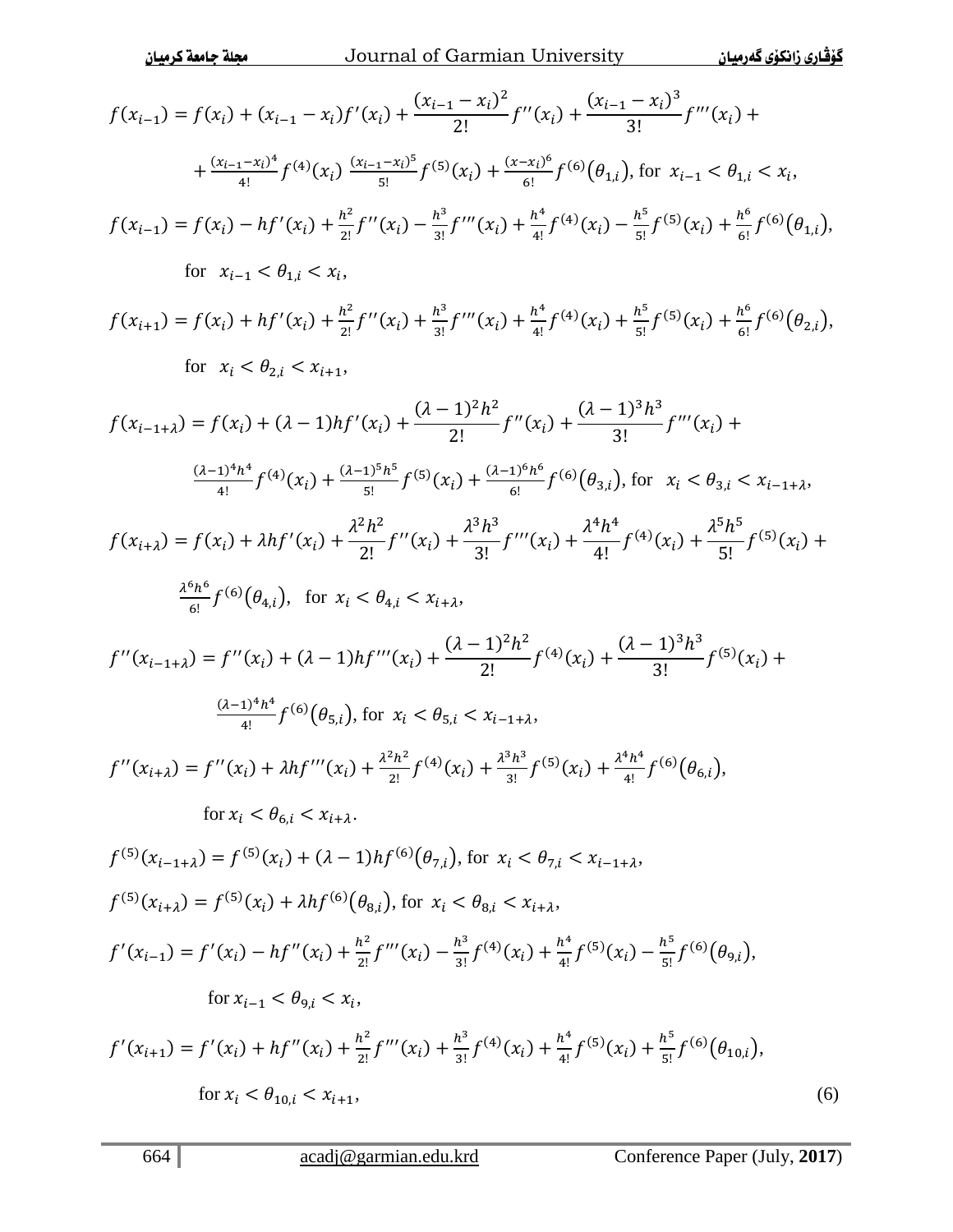$$f(x_{i-1}) = f(x_i) + (x_{i-1} - x_i)f'(x_i) + \frac{(x_{i-1} - x_i)^2}{2!}f''(x_i) + \frac{(x_{i-1} - x_i)^3}{3!}f'''(x_i) +$$

$$+ \frac{(x_{i-1}-x_i)^4}{4!}f^{(4)}(x_i)\ \frac{(x_{i-1}-x_i)^5}{5!}f^{(5)}(x_i) + \frac{(x-x_i)^6}{6!}f^{(6)}(\theta_{1,i}), \text{ for } x_{i-1} < \theta_{1,i} < x_i,$$

$$f(x_{i-1}) = f(x_i) - hf'(x_i) + \frac{h^2}{2!}f''(x_i) - \frac{h^3}{3!}f'''(x_i) + \frac{h^4}{4!}f^{(4)}(x_i) - \frac{h^5}{5!}f^{(5)}(x_i) + \frac{h^6}{6!}f^{(6)}(\theta_{1,i}),$$

$$\text{for } x_{i-1} < \theta_{1,i} < x_i,$$

$$f(x_{i+1}) = f(x_i) + hf'(x_i) + \frac{h^2}{2!}f''(x_i) + \frac{h^3}{3!}f'''(x_i) + \frac{h^4}{4!}f^{(4)}(x_i) + \frac{h^5}{5!}f^{(5)}(x_i) + \frac{h^6}{6!}f^{(6)}(\theta_{2,i}),$$

$$\text{for } x_i < \theta_{2,i} < x_{i+1},$$

$$f(x_{i-1+\lambda}) = f(x_i) + (\lambda - 1)hf'(x_i) + \frac{(\lambda-1)^2h^2}{2!}f''(x_i) + \frac{(\lambda-1)^3h^3}{3!}f'''(x_i) +$$

$$\frac{(\lambda-1)^4h^4}{4!}f^{(4)}(x_i) + \frac{(\lambda-1)^5h^5}{5!}f^{(5)}(x_i) + \frac{(\lambda-1)^6h^6}{6!}f^{(6)}(\theta_{3,i}), \text{ for } x_i < \theta_{3,i} < x_{i-1+\lambda},$$

$$f(x_{i+\lambda}) = f(x_i) + \lambda hf'(x_i) + \frac{\lambda^2h^2}{2!}f''(x_i) + \frac{\lambda^3h^3}{3!}f'''(x_i) + \frac{\lambda^4h^4}{4!}f^{(4)}(x_i) + \frac{\lambda^5h^5}{5!}f^{(5)}(x_i) +$$

$$\frac{\lambda^6h^6}{6!}f^{(6)}(\theta_{4,i}), \quad \text{for } x_i < \theta_{4,i} < x_{i+\lambda},$$

$$f''(x_{i-1+\lambda}) = f''(x_i) + (\lambda-1)hf'''(x_i) + \frac{(\lambda-1)^2h^2}{2!}f^{(4)}(x_i) + \frac{(\lambda-1)^3h^3}{3!}f^{(5)}(x_i) +$$

$$\frac{(\lambda-1)^4h^4}{4!}f^{(6)}(\theta_{5,i}), \text{ for } x_i < \theta_{5,i} < x_{i-1+\lambda},$$

$$f''(x_{i+\lambda}) = f''(x_i) + \lambda hf'''(x_i) + \frac{\lambda^2h^2}{2!}f^{(4)}(x_i) + \frac{\lambda^3h^3}{3!}f^{(5)}(x_i) + \frac{\lambda^4h^4}{4!}f^{(6)}(\theta_{6,i}),$$

$$\text{for } x_i < \theta_{6,i} < x_{i+\lambda}.$$

$$f^{(5)}(x_{i-1+\lambda}) = f^{(5)}(x_i) + (\lambda-1)hf^{(6)}(\theta_{7,i}), \text{ for } x_i < \theta_{7,i} < x_{i-1+\lambda},$$

$$f^{(5)}(x_{i+\lambda}) = f^{(5)}(x_i) + \lambda hf^{(6)}(\theta_{8,i}), \text{ for } x_i < \theta_{8,i} < x_{i+\lambda},$$

$$f'(x_{i-1}) = f'(x_i) - hf''(x_i) + \frac{h^2}{2!}f'''(x_i) - \frac{h^3}{3!}f^{(4)}(x_i) + \frac{h^4}{4!}f^{(5)}(x_i) - \frac{h^5}{5!}f^{(6)}(\theta_{9,i}),$$

$$\text{for } x_{i-1} < \theta_{9,i} < x_i,$$

$$f'(x_{i+1}) = f'(x_i) + hf''(x_i) + \frac{h^2}{2!}f'''(x_i) + \frac{h^3}{3!}f^{(4)}(x_i) + \frac{h^4}{4!}f^{(5)}(x_i) + \frac{h^5}{5!}f^{(6)}(\theta_{10,i}),$$

$$\text{for } x_i < \theta_{10,i} < x_{i+1}, \tag{6}$$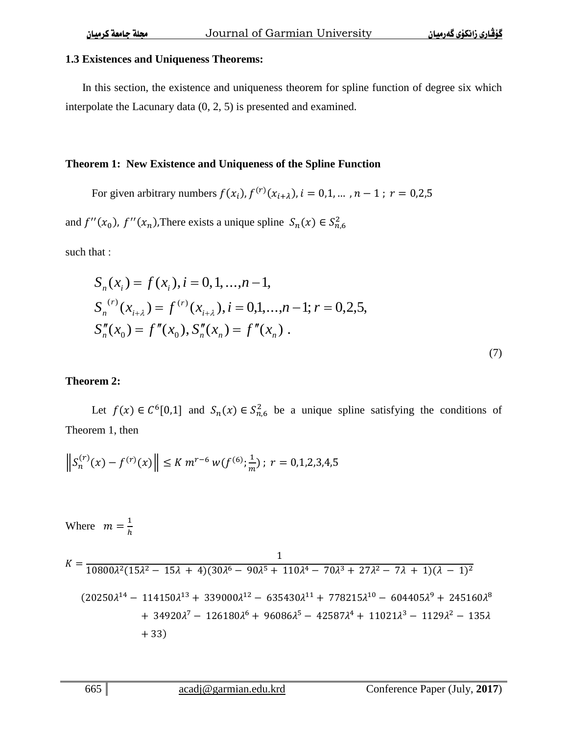### 1.3 Existences and Uniqueness Theorems:

In this section, the existence and uniqueness theorem for spline function of degree six which interpolate the Lacunary data (0, 2, 5) is presented and examined.

**Theorem 1: New Existence and Uniqueness of the Spline Function**

For given arbitrary numbers $f(x_i), f^{(r)}(x_{i+\lambda}), i = 0,1, \ldots , n-1 \; ; \; r = 0,2,5$

and $f''(x_0),\ f''(x_n)$,There exists a unique spline $S_n(x) \in S^2_{n,6}$

such that :

$$
\begin{aligned}
&S_n(x_i) = f(x_i), i = 0,1,\ldots,n-1,\\
&S_n^{(r)}(x_{i+\lambda}) = f^{(r)}(x_{i+\lambda}), i = 0,1,\ldots,n-1; r = 0,2,5,\\
&S''_n(x_0) = f''(x_0), S''_n(x_n) = f''(x_n) \;.
\end{aligned}
\tag{7}
$$

**Theorem 2:**

Let $f(x) \in C^6[0,1]$ and $S_n(x) \in S^2_{n,6}$ be a unique spline satisfying the conditions of Theorem 1, then

$$\left\| S_n^{(r)}(x) - f^{(r)}(x) \right\| \le K\, m^{r-6}\, w(f^{(6)}; \tfrac{1}{m}) \;;\; r = 0,1,2,3,4,5$$

Where $m = \frac{1}{h}$

$$K = \frac{1}{10800\lambda^2(15\lambda^2 - 15\lambda + 4)(30\lambda^6 - 90\lambda^5 + 110\lambda^4 - 70\lambda^3 + 27\lambda^2 - 7\lambda + 1)(\lambda - 1)^2}$$

$$(20250\lambda^{14} - 114150\lambda^{13} + 339000\lambda^{12} - 635430\lambda^{11} + 778215\lambda^{10} - 604405\lambda^9 + 245160\lambda^8 + 34920\lambda^7 - 126180\lambda^6 + 96086\lambda^5 - 42587\lambda^4 + 11021\lambda^3 - 1129\lambda^2 - 135\lambda + 33)$$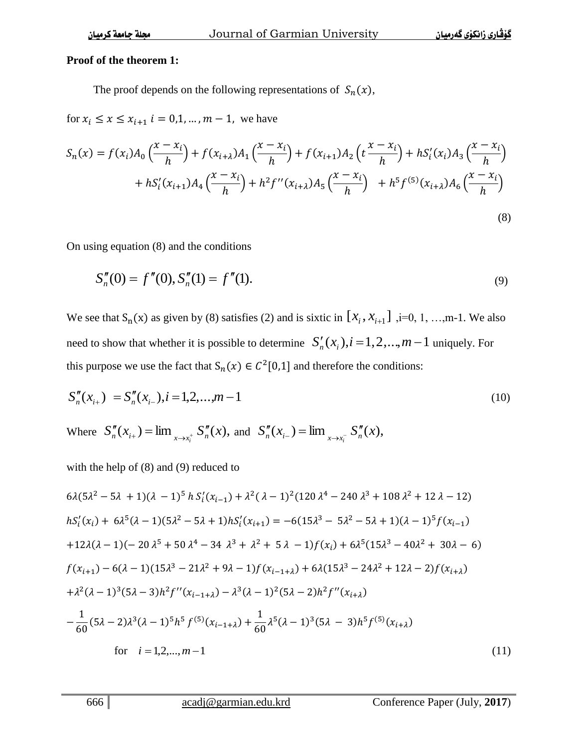**Proof of the theorem 1:**

The proof depends on the following representations of $S_n(x)$,

for $x_i \le x \le x_{i+1}$ $i = 0,1,\dots,m-1$, we have

$$S_n(x) = f(x_i)A_0\left(\frac{x-x_i}{h}\right) + f(x_{i+\lambda})A_1\left(\frac{x-x_i}{h}\right) + f(x_{i+1})A_2\left(t\,\frac{x-x_i}{h}\right) + hS_i'(x_i)A_3\left(\frac{x-x_i}{h}\right) + hS_i'(x_{i+1})A_4\left(\frac{x-x_i}{h}\right) + h^2 f''(x_{i+\lambda})A_5\left(\frac{x-x_i}{h}\right) + h^5 f^{(5)}(x_{i+\lambda})A_6\left(\frac{x-x_i}{h}\right) \tag{8}$$

On using equation (8) and the conditions

$$S_n''(0) = f''(0), S_n''(1) = f''(1). \tag{9}$$

We see that $S_n(x)$ as given by (8) satisfies (2) and is sixtic in $[x_i, x_{i+1}]$ ,i=0, 1, …,m-1. We also need to show that whether it is possible to determine $S_n'(x_i), i = 1,2,\dots,m-1$ uniquely. For this purpose we use the fact that $S_n(x) \in C^2[0,1]$ and therefore the conditions:

$$S_n''(x_{i+}) = S_n''(x_{i-}), i = 1,2,\dots,m-1 \tag{10}$$

Where $S_n''(x_{i+}) = \lim_{x\to x_i^+} S_n''(x)$, and $S_n''(x_{i-}) = \lim_{x\to x_i^-} S_n''(x)$,

with the help of (8) and (9) reduced to

$$\begin{aligned}
&6\lambda(5\lambda^2 - 5\lambda + 1)(\lambda-1)^5\, h\, S_i'(x_{i-1}) + \lambda^2(\lambda-1)^2(120\lambda^4 - 240\lambda^3 + 108\lambda^2 + 12\lambda - 12) \\
&hS_i'(x_i) + 6\lambda^5(\lambda-1)(5\lambda^2 - 5\lambda + 1)hS_i'(x_{i+1}) = -6(15\lambda^3 - 5\lambda^2 - 5\lambda + 1)(\lambda-1)^5 f(x_{i-1}) \\
&+12\lambda(\lambda-1)(-20\lambda^5 + 50\lambda^4 - 34\lambda^3 + \lambda^2 + 5\lambda - 1)f(x_i) + 6\lambda^5(15\lambda^3 - 40\lambda^2 + 30\lambda - 6) \\
&f(x_{i+1}) - 6(\lambda-1)(15\lambda^3 - 21\lambda^2 + 9\lambda - 1)f(x_{i-1+\lambda}) + 6\lambda(15\lambda^3 - 24\lambda^2 + 12\lambda - 2)f(x_{i+\lambda}) \\
&+\lambda^2(\lambda-1)^3(5\lambda-3)h^2 f''(x_{i-1+\lambda}) - \lambda^3(\lambda-1)^2(5\lambda-2)h^2 f''(x_{i+\lambda}) \\
&-\frac{1}{60}(5\lambda-2)\lambda^3(\lambda-1)^5 h^5 f^{(5)}(x_{i-1+\lambda}) + \frac{1}{60}\lambda^5(\lambda-1)^3(5\lambda-3)h^5 f^{(5)}(x_{i+\lambda})
\end{aligned}$$

$$\text{for} \quad i = 1,2,\dots,m-1 \tag{11}$$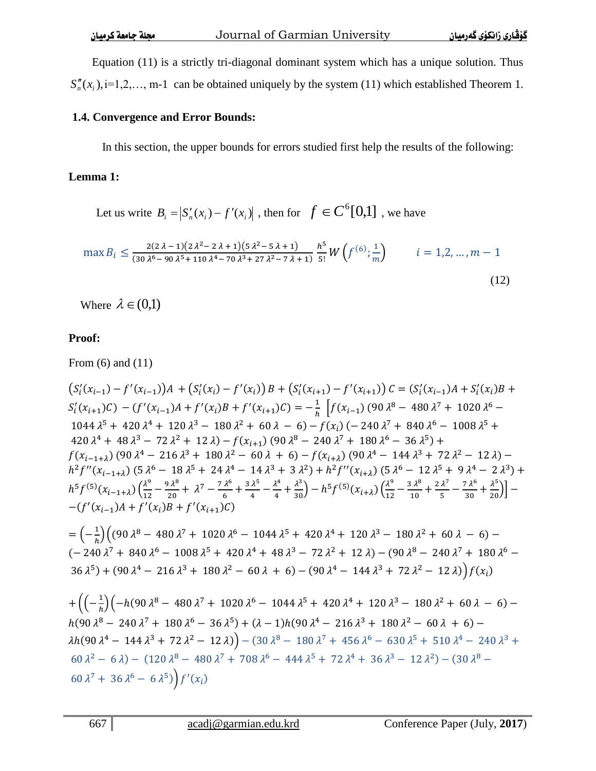Equation (11) is a strictly tri-diagonal dominant system which has a unique solution. Thus $S_n''(x_i)$, i=1,2,…, m-1 can be obtained uniquely by the system (11) which established Theorem 1.

### 1.4. Convergence and Error Bounds:

In this section, the upper bounds for errors studied first help the results of the following:

**Lemma 1:**

Let us write $B_i = |S_n'(x_i) - f'(x_i)|$, then for $f \in C^6[0,1]$, we have

$$\max B_i \leq \frac{2(2\lambda-1)(2\lambda^2-2\lambda+1)(5\lambda^2-5\lambda+1)}{(30\lambda^6-90\lambda^5+110\lambda^4-70\lambda^3+27\lambda^2-7\lambda+1)} \frac{h^5}{5!} W\left(f^{(6)};\frac{1}{m}\right) \qquad i = 1,2,\dots,m-1 \tag{12}$$

Where $\lambda \in (0,1)$

**Proof:**

From (6) and (11)

$$\begin{aligned}
&\left(S_i'(x_{i-1}) - f'(x_{i-1})\right)A + \left(S_i'(x_i) - f'(x_i)\right)B + \left(S_i'(x_{i+1}) - f'(x_{i+1})\right)C = (S_i'(x_{i-1})A + S_i'(x_i)B + \\
&S_i'(x_{i+1})C) - (f'(x_{i-1})A + f'(x_i)B + f'(x_{i+1})C) = -\frac{1}{h}\Big[f(x_{i-1})\,(90\lambda^8 - 480\lambda^7 + 1020\lambda^6 - \\
&1044\lambda^5 + 420\lambda^4 + 120\lambda^3 - 180\lambda^2 + 60\lambda - 6) - f(x_i)\,(-240\lambda^7 + 840\lambda^6 - 1008\lambda^5 + \\
&420\lambda^4 + 48\lambda^3 - 72\lambda^2 + 12\lambda) - f(x_{i+1})\,(90\lambda^8 - 240\lambda^7 + 180\lambda^6 - 36\lambda^5) + \\
&f(x_{i-1+\lambda})\,(90\lambda^4 - 216\lambda^3 + 180\lambda^2 - 60\lambda + 6) - f(x_{i+\lambda})\,(90\lambda^4 - 144\lambda^3 + 72\lambda^2 - 12\lambda) - \\
&h^2 f''(x_{i-1+\lambda})\,(5\lambda^6 - 18\lambda^5 + 24\lambda^4 - 14\lambda^3 + 3\lambda^2) + h^2 f''(x_{i+\lambda})\,(5\lambda^6 - 12\lambda^5 + 9\lambda^4 - 2\lambda^3) + \\
&h^5 f^{(5)}(x_{i-1+\lambda})\left(\frac{\lambda^9}{12} - \frac{9\lambda^8}{20} + \lambda^7 - \frac{7\lambda^6}{6} + \frac{3\lambda^5}{4} - \frac{\lambda^4}{4} + \frac{\lambda^3}{30}\right) - h^5 f^{(5)}(x_{i+\lambda})\left(\frac{\lambda^9}{12} - \frac{3\lambda^8}{10} + \frac{2\lambda^7}{5} - \frac{7\lambda^6}{30} + \frac{\lambda^5}{20}\right)\Big] - \\
&-(f'(x_{i-1})A + f'(x_i)B + f'(x_{i+1})C)
\end{aligned}$$

$$\begin{aligned}
&= \left(-\frac{1}{h}\right)\Big((90\lambda^8 - 480\lambda^7 + 1020\lambda^6 - 1044\lambda^5 + 420\lambda^4 + 120\lambda^3 - 180\lambda^2 + 60\lambda - 6) - \\
&(-240\lambda^7 + 840\lambda^6 - 1008\lambda^5 + 420\lambda^4 + 48\lambda^3 - 72\lambda^2 + 12\lambda) - (90\lambda^8 - 240\lambda^7 + 180\lambda^6 - \\
&36\lambda^5) + (90\lambda^4 - 216\lambda^3 + 180\lambda^2 - 60\lambda + 6) - (90\lambda^4 - 144\lambda^3 + 72\lambda^2 - 12\lambda)\Big) f(x_i)
\end{aligned}$$

$$\begin{aligned}
&+ \Big(\left(-\frac{1}{h}\right)\Big(-h(90\lambda^8 - 480\lambda^7 + 1020\lambda^6 - 1044\lambda^5 + 420\lambda^4 + 120\lambda^3 - 180\lambda^2 + 60\lambda - 6) - \\
&h(90\lambda^8 - 240\lambda^7 + 180\lambda^6 - 36\lambda^5) + (\lambda - 1)h(90\lambda^4 - 216\lambda^3 + 180\lambda^2 - 60\lambda + 6) - \\
&\lambda h(90\lambda^4 - 144\lambda^3 + 72\lambda^2 - 12\lambda)\Big) - (30\lambda^8 - 180\lambda^7 + 456\lambda^6 - 630\lambda^5 + 510\lambda^4 - 240\lambda^3 + \\
&60\lambda^2 - 6\lambda) - (120\lambda^8 - 480\lambda^7 + 708\lambda^6 - 444\lambda^5 + 72\lambda^4 + 36\lambda^3 - 12\lambda^2) - (30\lambda^8 - \\
&60\lambda^7 + 36\lambda^6 - 6\lambda^5)\Big) f'(x_i)
\end{aligned}$$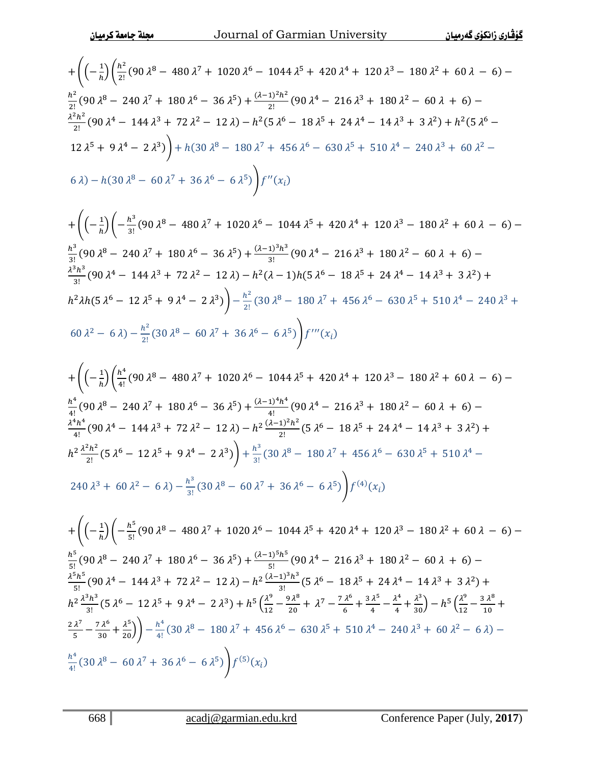$$
\begin{aligned}
&+\Bigg(\left(-\frac{1}{h}\right)\bigg(\frac{h^2}{2!}(90\,\lambda^8-\,480\,\lambda^7+\,1020\,\lambda^6-\,1044\,\lambda^5+\,420\,\lambda^4+\,120\,\lambda^3-\,180\,\lambda^2+\,60\,\lambda\,-\,6)-\\
&\frac{h^2}{2!}(90\,\lambda^8-\,240\,\lambda^7+\,180\,\lambda^6-\,36\,\lambda^5)+\frac{(\lambda-1)^2h^2}{2!}(90\,\lambda^4-\,216\,\lambda^3+\,180\,\lambda^2-\,60\,\lambda\,+\,6)-\\
&\frac{\lambda^2h^2}{2!}(90\,\lambda^4-\,144\,\lambda^3+\,72\,\lambda^2-\,12\,\lambda)-h^2(5\,\lambda^6-\,18\,\lambda^5+\,24\,\lambda^4-\,14\,\lambda^3+\,3\,\lambda^2)+h^2(5\,\lambda^6-\\
&12\,\lambda^5+\,9\,\lambda^4-\,2\,\lambda^3)\bigg)+h(30\,\lambda^8-\,180\,\lambda^7+\,456\,\lambda^6-\,630\,\lambda^5+\,510\,\lambda^4-\,240\,\lambda^3+\,60\,\lambda^2-\\
&6\,\lambda)-h(30\,\lambda^8-\,60\,\lambda^7+\,36\,\lambda^6-\,6\,\lambda^5)\Bigg)f''(x_i)
\end{aligned}
$$

$$
\begin{aligned}
&+\Bigg(\left(-\frac{1}{h}\right)\bigg(-\frac{h^3}{3!}(90\,\lambda^8-\,480\,\lambda^7+\,1020\,\lambda^6-\,1044\,\lambda^5+\,420\,\lambda^4+\,120\,\lambda^3-\,180\,\lambda^2+\,60\,\lambda\,-\,6)-\\
&\frac{h^3}{3!}(90\,\lambda^8-\,240\,\lambda^7+\,180\,\lambda^6-\,36\,\lambda^5)+\frac{(\lambda-1)^3h^3}{3!}(90\,\lambda^4-\,216\,\lambda^3+\,180\,\lambda^2-\,60\,\lambda\,+\,6)-\\
&\frac{\lambda^3h^3}{3!}(90\,\lambda^4-\,144\,\lambda^3+\,72\,\lambda^2-\,12\,\lambda)-h^2(\lambda-1)h(5\,\lambda^6-\,18\,\lambda^5+\,24\,\lambda^4-\,14\,\lambda^3+\,3\,\lambda^2)+\\
&h^2\lambda h(5\,\lambda^6-\,12\,\lambda^5+\,9\,\lambda^4-\,2\,\lambda^3)\bigg)-\frac{h^2}{2!}(30\,\lambda^8-\,180\,\lambda^7+\,456\,\lambda^6-\,630\,\lambda^5+\,510\,\lambda^4-\,240\,\lambda^3+\\
&60\,\lambda^2-\,6\,\lambda)-\frac{h^2}{2!}(30\,\lambda^8-\,60\,\lambda^7+\,36\,\lambda^6-\,6\,\lambda^5)\Bigg)f'''(x_i)
\end{aligned}
$$

$$
\begin{aligned}
&+\Bigg(\left(-\frac{1}{h}\right)\bigg(\frac{h^4}{4!}(90\,\lambda^8-\,480\,\lambda^7+\,1020\,\lambda^6-\,1044\,\lambda^5+\,420\,\lambda^4+\,120\,\lambda^3-\,180\,\lambda^2+\,60\,\lambda\,-\,6)-\\
&\frac{h^4}{4!}(90\,\lambda^8-\,240\,\lambda^7+\,180\,\lambda^6-\,36\,\lambda^5)+\frac{(\lambda-1)^4h^4}{4!}(90\,\lambda^4-\,216\,\lambda^3+\,180\,\lambda^2-\,60\,\lambda\,+\,6)-\\
&\frac{\lambda^4h^4}{4!}(90\,\lambda^4-\,144\,\lambda^3+\,72\,\lambda^2-\,12\,\lambda)-h^2\,\frac{(\lambda-1)^2h^2}{2!}(5\,\lambda^6-\,18\,\lambda^5+\,24\,\lambda^4-\,14\,\lambda^3+\,3\,\lambda^2)+\\
&h^2\,\frac{\lambda^2h^2}{2!}(5\,\lambda^6-\,12\,\lambda^5+\,9\,\lambda^4-\,2\,\lambda^3)\bigg)+\frac{h^3}{3!}(30\,\lambda^8-\,180\,\lambda^7+\,456\,\lambda^6-\,630\,\lambda^5+\,510\,\lambda^4-\\
&240\,\lambda^3+\,60\,\lambda^2-\,6\,\lambda)-\frac{h^3}{3!}(30\,\lambda^8-\,60\,\lambda^7+\,36\,\lambda^6-\,6\,\lambda^5)\Bigg)f^{(4)}(x_i)
\end{aligned}
$$

$$
\begin{aligned}
&+\Bigg(\left(-\frac{1}{h}\right)\bigg(-\frac{h^5}{5!}(90\,\lambda^8-\,480\,\lambda^7+\,1020\,\lambda^6-\,1044\,\lambda^5+\,420\,\lambda^4+\,120\,\lambda^3-\,180\,\lambda^2+\,60\,\lambda\,-\,6)-\\
&\frac{h^5}{5!}(90\,\lambda^8-\,240\,\lambda^7+\,180\,\lambda^6-\,36\,\lambda^5)+\frac{(\lambda-1)^5h^5}{5!}(90\,\lambda^4-\,216\,\lambda^3+\,180\,\lambda^2-\,60\,\lambda\,+\,6)-\\
&\frac{\lambda^5h^5}{5!}(90\,\lambda^4-\,144\,\lambda^3+\,72\,\lambda^2-\,12\,\lambda)-h^2\,\frac{(\lambda-1)^3h^3}{3!}(5\,\lambda^6-\,18\,\lambda^5+\,24\,\lambda^4-\,14\,\lambda^3+\,3\,\lambda^2)+\\
&h^2\,\frac{\lambda^3h^3}{3!}(5\,\lambda^6-\,12\,\lambda^5+\,9\,\lambda^4-\,2\,\lambda^3)+h^5\left(\frac{\lambda^9}{12}-\frac{9\,\lambda^8}{20}+\,\lambda^7-\frac{7\,\lambda^6}{6}+\frac{3\,\lambda^5}{4}-\frac{\lambda^4}{4}+\frac{\lambda^3}{30}\right)-h^5\left(\frac{\lambda^9}{12}-\frac{3\,\lambda^8}{10}+\right.\\
&\left.\frac{2\,\lambda^7}{5}-\frac{7\,\lambda^6}{30}+\frac{\lambda^5}{20}\right)\bigg)-\frac{h^4}{4!}(30\,\lambda^8-\,180\,\lambda^7+\,456\,\lambda^6-\,630\,\lambda^5+\,510\,\lambda^4-\,240\,\lambda^3+\,60\,\lambda^2-\,6\,\lambda)-\\
&\frac{h^4}{4!}(30\,\lambda^8-\,60\,\lambda^7+\,36\,\lambda^6-\,6\,\lambda^5)\Bigg)f^{(5)}(x_i)
\end{aligned}
$$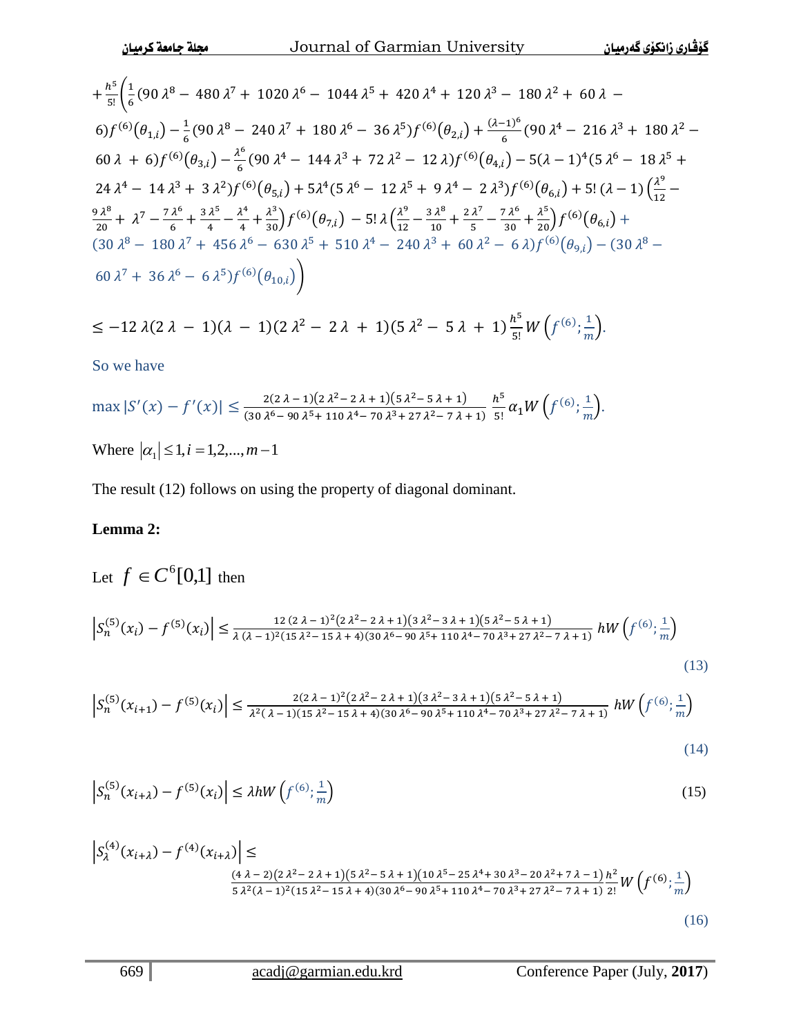$$
\begin{aligned}
&+\frac{h^5}{5!}\Bigg(\frac{1}{6}(90\,\lambda^8 - 480\,\lambda^7 + 1020\,\lambda^6 - 1044\,\lambda^5 + 420\,\lambda^4 + 120\,\lambda^3 - 180\,\lambda^2 + 60\,\lambda - \\
&6) f^{(6)}(\theta_{1,i}) - \frac{1}{6}(90\,\lambda^8 - 240\,\lambda^7 + 180\,\lambda^6 - 36\,\lambda^5) f^{(6)}(\theta_{2,i}) + \frac{(\lambda-1)^6}{6}(90\,\lambda^4 - 216\,\lambda^3 + 180\,\lambda^2 - \\
&60\,\lambda + 6) f^{(6)}(\theta_{3,i}) - \frac{\lambda^6}{6}(90\,\lambda^4 - 144\,\lambda^3 + 72\,\lambda^2 - 12\,\lambda) f^{(6)}(\theta_{4,i}) - 5(\lambda-1)^4(5\,\lambda^6 - 18\,\lambda^5 + \\
&24\,\lambda^4 - 14\,\lambda^3 + 3\,\lambda^2) f^{(6)}(\theta_{5,i}) + 5\lambda^4(5\,\lambda^6 - 12\,\lambda^5 + 9\,\lambda^4 - 2\,\lambda^3) f^{(6)}(\theta_{6,i}) + 5!\,(\lambda-1)\left(\frac{\lambda^9}{12} - \right. \\
&\left.\frac{9\,\lambda^8}{20} + \lambda^7 - \frac{7\,\lambda^6}{6} + \frac{3\,\lambda^5}{4} - \frac{\lambda^4}{4} + \frac{\lambda^3}{30}\right) f^{(6)}(\theta_{7,i}) - 5!\,\lambda\left(\frac{\lambda^9}{12} - \frac{3\,\lambda^8}{10} + \frac{2\,\lambda^7}{5} - \frac{7\,\lambda^6}{30} + \frac{\lambda^5}{20}\right) f^{(6)}(\theta_{6,i}) + \\
&(30\,\lambda^8 - 180\,\lambda^7 + 456\,\lambda^6 - 630\,\lambda^5 + 510\,\lambda^4 - 240\,\lambda^3 + 60\,\lambda^2 - 6\,\lambda) f^{(6)}(\theta_{9,i}) - (30\,\lambda^8 - \\
&60\,\lambda^7 + 36\,\lambda^6 - 6\,\lambda^5) f^{(6)}(\theta_{10,i})\Bigg)
\end{aligned}
$$

$$
\leq -12\,\lambda(2\,\lambda - 1)(\lambda - 1)(2\,\lambda^2 - 2\,\lambda + 1)(5\,\lambda^2 - 5\,\lambda + 1)\frac{h^5}{5!} W\left(f^{(6)}; \frac{1}{m}\right).
$$

So we have

$$
\max|S'(x) - f'(x)| \leq \frac{2(2\,\lambda - 1)(2\,\lambda^2 - 2\,\lambda + 1)(5\,\lambda^2 - 5\,\lambda + 1)}{(30\,\lambda^6 - 90\,\lambda^5 + 110\,\lambda^4 - 70\,\lambda^3 + 27\,\lambda^2 - 7\,\lambda + 1)}\,\frac{h^5}{5!}\,\alpha_1 W\left(f^{(6)}; \frac{1}{m}\right).
$$

Where $|\alpha_1| \leq 1, i = 1,2,\ldots,m-1$

The result (12) follows on using the property of diagonal dominant.

**Lemma 2:**

Let $f \in C^6[0,1]$ then

$$
\left|S_n^{(5)}(x_i) - f^{(5)}(x_i)\right| \leq \frac{12\,(2\,\lambda - 1)^2(2\,\lambda^2 - 2\,\lambda + 1)(3\,\lambda^2 - 3\,\lambda + 1)(5\,\lambda^2 - 5\,\lambda + 1)}{\lambda\,(\lambda - 1)^2(15\,\lambda^2 - 15\,\lambda + 4)(30\,\lambda^6 - 90\,\lambda^5 + 110\,\lambda^4 - 70\,\lambda^3 + 27\,\lambda^2 - 7\,\lambda + 1)}\,hW\left(f^{(6)}; \frac{1}{m}\right) \tag{13}
$$

$$
\left|S_n^{(5)}(x_{i+1}) - f^{(5)}(x_i)\right| \leq \frac{2(2\,\lambda - 1)^2(2\,\lambda^2 - 2\,\lambda + 1)(3\,\lambda^2 - 3\,\lambda + 1)(5\,\lambda^2 - 5\,\lambda + 1)}{\lambda^2(\,\lambda - 1)(15\,\lambda^2 - 15\,\lambda + 4)(30\,\lambda^6 - 90\,\lambda^5 + 110\,\lambda^4 - 70\,\lambda^3 + 27\,\lambda^2 - 7\,\lambda + 1)}\,hW\left(f^{(6)}; \frac{1}{m}\right) \tag{14}
$$

$$
\left|S_n^{(5)}(x_{i+\lambda}) - f^{(5)}(x_i)\right| \leq \lambda hW\left(f^{(6)}; \frac{1}{m}\right) \tag{15}
$$

$$
\left|S_\lambda^{(4)}(x_{i+\lambda}) - f^{(4)}(x_{i+\lambda})\right| \leq \frac{(4\,\lambda - 2)(2\,\lambda^2 - 2\,\lambda + 1)(5\,\lambda^2 - 5\,\lambda + 1)(10\,\lambda^5 - 25\,\lambda^4 + 30\,\lambda^3 - 20\,\lambda^2 + 7\,\lambda - 1)}{5\,\lambda^2(\lambda - 1)^2(15\,\lambda^2 - 15\,\lambda + 4)(30\,\lambda^6 - 90\,\lambda^5 + 110\,\lambda^4 - 70\,\lambda^3 + 27\,\lambda^2 - 7\,\lambda + 1)}\,\frac{h^2}{2!}\,W\left(f^{(6)}; \frac{1}{m}\right) \tag{16}
$$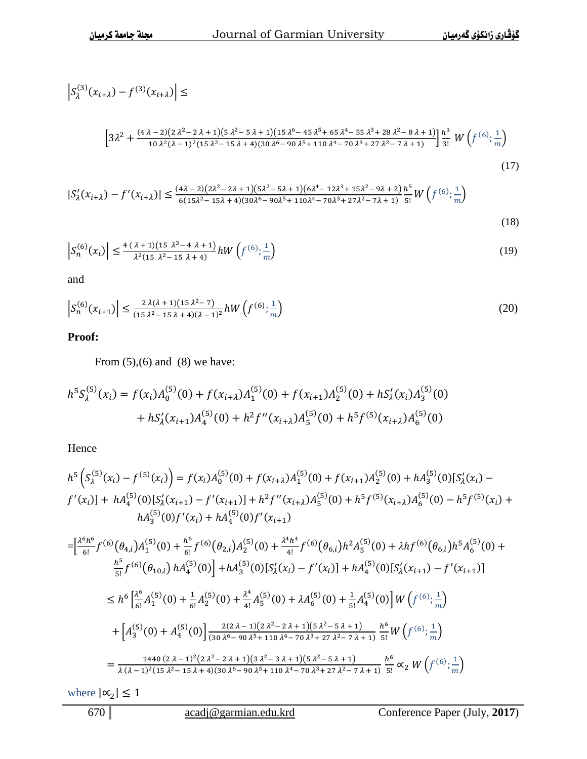$$\left|S_{\lambda}^{(3)}(x_{i+\lambda})-f^{(3)}(x_{i+\lambda})\right|\leq$$

$$\left[3\lambda^2+\frac{(4\lambda-2)(2\lambda^2-2\lambda+1)(5\lambda^2-5\lambda+1)(15\lambda^6-45\lambda^5+65\lambda^4-55\lambda^3+28\lambda^2-8\lambda+1)}{10\lambda^2(\lambda-1)^2(15\lambda^2-15\lambda+4)(30\lambda^6-90\lambda^5+110\lambda^4-70\lambda^3+27\lambda^2-7\lambda+1)}\right]\frac{h^3}{3!}\,W\left(f^{(6)};\frac{1}{m}\right) \tag{17}$$

$$|S_{\lambda}'(x_{i+\lambda})-f'(x_{i+\lambda})|\leq\frac{(4\lambda-2)(2\lambda^2-2\lambda+1)(5\lambda^2-5\lambda+1)(6\lambda^4-12\lambda^3+15\lambda^2-9\lambda+2)}{6(15\lambda^2-15\lambda+4)(30\lambda^6-90\lambda^5+110\lambda^4-70\lambda^3+27\lambda^2-7\lambda+1)}\frac{h^5}{5!}W\left(f^{(6)};\frac{1}{m}\right) \tag{18}$$

$$\left|S_n^{(6)}(x_i)\right|\leq\frac{4(\lambda+1)(15\lambda^3-4\lambda+1)}{\lambda^2(15\lambda^2-15\lambda+4)}hW\left(f^{(6)};\frac{1}{m}\right) \tag{19}$$

and

$$\left|S_n^{(6)}(x_{i+1})\right|\leq\frac{2\lambda(\lambda+1)(15\lambda^2-7)}{(15\lambda^2-15\lambda+4)(\lambda-1)^2}hW\left(f^{(6)};\frac{1}{m}\right) \tag{20}$$

**Proof:**

From (5),(6) and (8) we have:

$$h^5S_{\lambda}^{(5)}(x_i)=f(x_i)A_0^{(5)}(0)+f(x_{i+\lambda})A_1^{(5)}(0)+f(x_{i+1})A_2^{(5)}(0)+hS_{\lambda}'(x_i)A_3^{(5)}(0)$$
$$+hS_{\lambda}'(x_{i+1})A_4^{(5)}(0)+h^2f''(x_{i+\lambda})A_5^{(5)}(0)+h^5f^{(5)}(x_{i+\lambda})A_6^{(5)}(0)$$

Hence

$$h^5\left(S_{\lambda}^{(5)}(x_i)-f^{(5)}(x_i)\right)=f(x_i)A_0^{(5)}(0)+f(x_{i+\lambda})A_1^{(5)}(0)+f(x_{i+1})A_2^{(5)}(0)+hA_3^{(5)}(0)[S_{\lambda}'(x_i)-f'(x_i)]+hA_4^{(5)}(0)[S_{\lambda}'(x_{i+1})-f'(x_{i+1})]+h^2f''(x_{i+\lambda})A_5^{(5)}(0)+h^5f^{(5)}(x_{i+\lambda})A_6^{(5)}(0)-h^5f^{(5)}(x_i)+hA_3^{(5)}(0)f'(x_i)+hA_4^{(5)}(0)f'(x_{i+1})$$

$$=\left[\frac{\lambda^6h^6}{6!}f^{(6)}(\theta_{4,i})A_1^{(5)}(0)+\frac{h^6}{6!}f^{(6)}(\theta_{2,i})A_2^{(5)}(0)+\frac{\lambda^4h^4}{4!}f^{(6)}(\theta_{6,i})h^2A_5^{(5)}(0)+\lambda hf^{(6)}(\theta_{6,i})h^5A_6^{(5)}(0)+\frac{h^5}{5!}f^{(6)}(\theta_{10,i})\,hA_4^{(5)}(0)\right]+hA_3^{(5)}(0)[S_{\lambda}'(x_i)-f'(x_i)]+hA_4^{(5)}(0)[S_{\lambda}'(x_{i+1})-f'(x_{i+1})]$$

$$\leq h^6\left[\frac{\lambda^6}{6!}A_1^{(5)}(0)+\frac{1}{6!}A_2^{(5)}(0)+\frac{\lambda^4}{4!}A_5^{(5)}(0)+\lambda A_6^{(5)}(0)+\frac{1}{5!}A_4^{(5)}(0)\right]W\left(f^{(6)};\frac{1}{m}\right)$$

$$+\left[A_3^{(5)}(0)+A_4^{(5)}(0)\right]\frac{2(2\lambda-1)(2\lambda^2-2\lambda+1)(5\lambda^2-5\lambda+1)}{(30\lambda^6-90\lambda^5+110\lambda^4-70\lambda^3+27\lambda^2-7\lambda+1)}\frac{h^6}{5!}W\left(f^{(6)};\frac{1}{m}\right)$$

$$=\frac{1440(2\lambda-1)^2(2\lambda^2-2\lambda+1)(3\lambda^2-3\lambda+1)(5\lambda^2-5\lambda+1)}{\lambda(\lambda-1)^2(15\lambda^2-15\lambda+4)(30\lambda^6-90\lambda^5+110\lambda^4-70\lambda^3+27\lambda^2-7\lambda+1)}\frac{h^6}{5!}\propto_2 W\left(f^{(6)};\frac{1}{m}\right)$$

where $|\propto_2|\leq 1$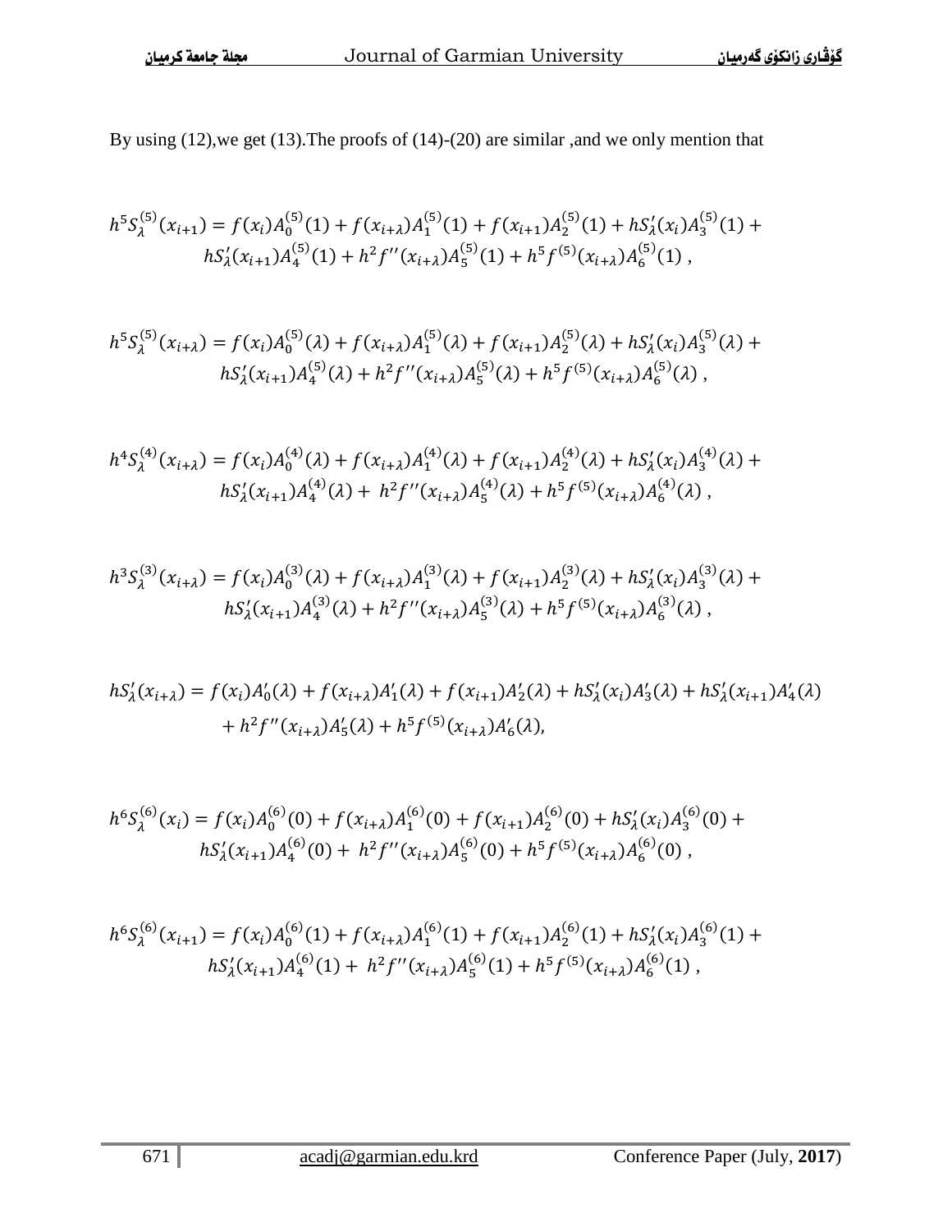By using (12),we get (13).The proofs of (14)-(20) are similar ,and we only mention that

$$h^5 S_\lambda^{(5)}(x_{i+1}) = f(x_i)A_0^{(5)}(1) + f(x_{i+\lambda})A_1^{(5)}(1) + f(x_{i+1})A_2^{(5)}(1) + hS_\lambda'(x_i)A_3^{(5)}(1) + hS_\lambda'(x_{i+1})A_4^{(5)}(1) + h^2 f''(x_{i+\lambda})A_5^{(5)}(1) + h^5 f^{(5)}(x_{i+\lambda})A_6^{(5)}(1)\ ,$$

$$h^5 S_\lambda^{(5)}(x_{i+\lambda}) = f(x_i)A_0^{(5)}(\lambda) + f(x_{i+\lambda})A_1^{(5)}(\lambda) + f(x_{i+1})A_2^{(5)}(\lambda) + hS_\lambda'(x_i)A_3^{(5)}(\lambda) + hS_\lambda'(x_{i+1})A_4^{(5)}(\lambda) + h^2 f''(x_{i+\lambda})A_5^{(5)}(\lambda) + h^5 f^{(5)}(x_{i+\lambda})A_6^{(5)}(\lambda)\ ,$$

$$h^4 S_\lambda^{(4)}(x_{i+\lambda}) = f(x_i)A_0^{(4)}(\lambda) + f(x_{i+\lambda})A_1^{(4)}(\lambda) + f(x_{i+1})A_2^{(4)}(\lambda) + hS_\lambda'(x_i)A_3^{(4)}(\lambda) + hS_\lambda'(x_{i+1})A_4^{(4)}(\lambda) + h^2 f''(x_{i+\lambda})A_5^{(4)}(\lambda) + h^5 f^{(5)}(x_{i+\lambda})A_6^{(4)}(\lambda)\ ,$$

$$h^3 S_\lambda^{(3)}(x_{i+\lambda}) = f(x_i)A_0^{(3)}(\lambda) + f(x_{i+\lambda})A_1^{(3)}(\lambda) + f(x_{i+1})A_2^{(3)}(\lambda) + hS_\lambda'(x_i)A_3^{(3)}(\lambda) + hS_\lambda'(x_{i+1})A_4^{(3)}(\lambda) + h^2 f''(x_{i+\lambda})A_5^{(3)}(\lambda) + h^5 f^{(5)}(x_{i+\lambda})A_6^{(3)}(\lambda)\ ,$$

$$hS_\lambda'(x_{i+\lambda}) = f(x_i)A_0'(\lambda) + f(x_{i+\lambda})A_1'(\lambda) + f(x_{i+1})A_2'(\lambda) + hS_\lambda'(x_i)A_3'(\lambda) + hS_\lambda'(x_{i+1})A_4'(\lambda) + h^2 f''(x_{i+\lambda})A_5'(\lambda) + h^5 f^{(5)}(x_{i+\lambda})A_6'(\lambda),$$

$$h^6 S_\lambda^{(6)}(x_i) = f(x_i)A_0^{(6)}(0) + f(x_{i+\lambda})A_1^{(6)}(0) + f(x_{i+1})A_2^{(6)}(0) + hS_\lambda'(x_i)A_3^{(6)}(0) + hS_\lambda'(x_{i+1})A_4^{(6)}(0) + h^2 f''(x_{i+\lambda})A_5^{(6)}(0) + h^5 f^{(5)}(x_{i+\lambda})A_6^{(6)}(0)\ ,$$

$$h^6 S_\lambda^{(6)}(x_{i+1}) = f(x_i)A_0^{(6)}(1) + f(x_{i+\lambda})A_1^{(6)}(1) + f(x_{i+1})A_2^{(6)}(1) + hS_\lambda'(x_i)A_3^{(6)}(1) + hS_\lambda'(x_{i+1})A_4^{(6)}(1) + h^2 f''(x_{i+\lambda})A_5^{(6)}(1) + h^5 f^{(5)}(x_{i+\lambda})A_6^{(6)}(1)\ ,$$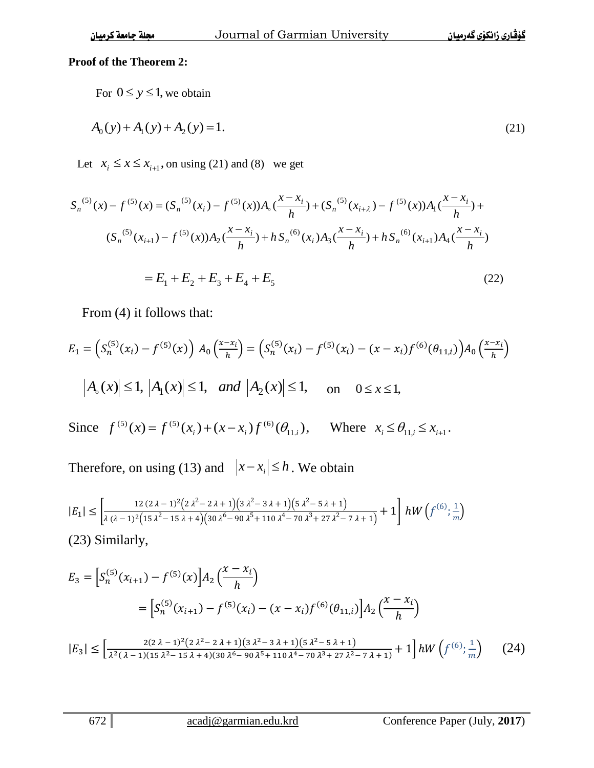**Proof of the Theorem 2:**

For $0 \le y \le 1$, we obtain

$$A_0(y) + A_1(y) + A_2(y) = 1. \tag{21}$$

Let $x_i \le x \le x_{i+1}$, on using (21) and (8) we get

$$S_n^{(5)}(x) - f^{(5)}(x) = (S_n^{(5)}(x_i) - f^{(5)}(x))A_\circ(\frac{x-x_i}{h}) + (S_n^{(5)}(x_{i+\lambda}) - f^{(5)}(x))A_1(\frac{x-x_i}{h}) +$$

$$(S_n^{(5)}(x_{i+1}) - f^{(5)}(x))A_2(\frac{x-x_i}{h}) + h\,S_n^{(6)}(x_i)A_3(\frac{x-x_i}{h}) + h\,S_n^{(6)}(x_{i+1})A_4(\frac{x-x_i}{h})$$

$$= E_1 + E_2 + E_3 + E_4 + E_5 \tag{22}$$

From (4) it follows that:

$$E_1 = \left(S_n^{(5)}(x_i) - f^{(5)}(x)\right) A_0\left(\frac{x-x_i}{h}\right) = \left(S_n^{(5)}(x_i) - f^{(5)}(x_i) - (x-x_i)f^{(6)}(\theta_{11,i})\right)A_0\left(\frac{x-x_i}{h}\right)$$

$$\left|A_\circ(x)\right| \le 1,\ \left|A_1(x)\right| \le 1,\ \ and\ \left|A_2(x)\right| \le 1, \quad \text{on} \quad 0 \le x \le 1,$$

Since $f^{(5)}(x) = f^{(5)}(x_i) + (x-x_i)f^{(6)}(\theta_{11,i})$, Where $x_i \le \theta_{11,i} \le x_{i+1}$.

Therefore, on using (13) and $\left|x - x_i\right| \le h$. We obtain

$$|E_1| \le \left[\frac{12\,(2\,\lambda-1)^2\left(2\,\lambda^2-2\,\lambda+1\right)\left(3\,\lambda^2-3\,\lambda+1\right)\left(5\,\lambda^2-5\,\lambda+1\right)}{\lambda\,(\lambda-1)^2\left(15\,\lambda^2-15\,\lambda+4\right)\left(30\,\lambda^6-90\,\lambda^5+110\,\lambda^4-70\,\lambda^3+27\,\lambda^2-7\,\lambda+1\right)}+1\right] hW\left(f^{(6)};\frac{1}{m}\right)$$

(23) Similarly,

$$E_3 = \left[S_n^{(5)}(x_{i+1}) - f^{(5)}(x)\right]A_2\left(\frac{x-x_i}{h}\right)$$

$$= \left[S_n^{(5)}(x_{i+1}) - f^{(5)}(x_i) - (x-x_i)f^{(6)}(\theta_{11,i})\right]A_2\left(\frac{x-x_i}{h}\right)$$

$$|E_3| \le \left[\frac{2(2\,\lambda-1)^2(2\,\lambda^2-2\,\lambda+1)(3\,\lambda^2-3\,\lambda+1)(5\,\lambda^2-5\,\lambda+1)}{\lambda^2(\lambda-1)(15\,\lambda^2-15\,\lambda+4)(30\,\lambda^6-90\,\lambda^5+110\,\lambda^4-70\,\lambda^3+27\,\lambda^2-7\,\lambda+1)}+1\right] hW\left(f^{(6)};\frac{1}{m}\right) \tag{24}$$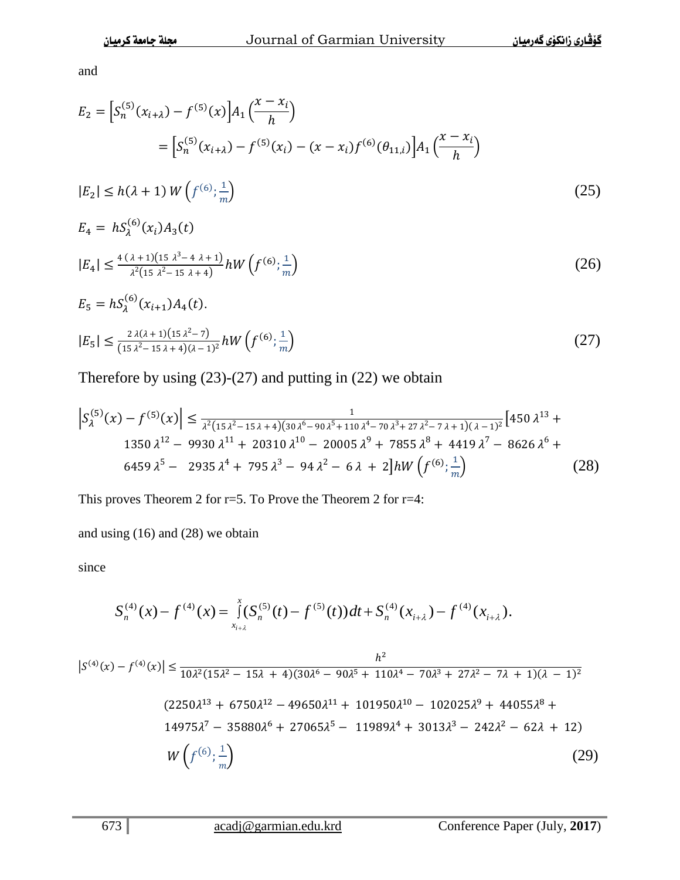and

$$E_2 = \left[S_n^{(5)}(x_{i+\lambda}) - f^{(5)}(x)\right] A_1\left(\frac{x - x_i}{h}\right)$$

$$= \left[S_n^{(5)}(x_{i+\lambda}) - f^{(5)}(x_i) - (x - x_i) f^{(6)}(\theta_{11,i})\right] A_1\left(\frac{x - x_i}{h}\right)$$

$$|E_2| \leq h(\lambda + 1)\, W\left(f^{(6)}; \tfrac{1}{m}\right) \tag{25}$$

$$E_4 = hS_\lambda^{(6)}(x_i) A_3(t)$$

$$|E_4| \leq \frac{4(\lambda+1)(15\lambda^3 - 4\lambda + 1)}{\lambda^2(15\lambda^2 - 15\lambda + 4)} hW\left(f^{(6)}; \tfrac{1}{m}\right) \tag{26}$$

$$E_5 = hS_\lambda^{(6)}(x_{i+1}) A_4(t).$$

$$|E_5| \leq \frac{2\lambda(\lambda+1)(15\lambda^2 - 7)}{(15\lambda^2 - 15\lambda + 4)(\lambda - 1)^2} hW\left(f^{(6)}; \tfrac{1}{m}\right) \tag{27}$$

Therefore by using (23)-(27) and putting in (22) we obtain

$$\left|S_\lambda^{(5)}(x) - f^{(5)}(x)\right| \leq \frac{1}{\lambda^2(15\lambda^2 - 15\lambda + 4)(30\lambda^6 - 90\lambda^5 + 110\lambda^4 - 70\lambda^3 + 27\lambda^2 - 7\lambda + 1)(\lambda - 1)^2}\big[450\lambda^{13} + 1350\lambda^{12} - 9930\lambda^{11} + 20310\lambda^{10} - 20005\lambda^9 + 7855\lambda^8 + 4419\lambda^7 - 8626\lambda^6 + 6459\lambda^5 - 2935\lambda^4 + 795\lambda^3 - 94\lambda^2 - 6\lambda + 2\big] hW\left(f^{(6)}; \tfrac{1}{m}\right) \tag{28}$$

This proves Theorem 2 for r=5. To Prove the Theorem 2 for r=4:

and using (16) and (28) we obtain

since

$$S_n^{(4)}(x) - f^{(4)}(x) = \int_{x_{i+\lambda}}^{x} (S_n^{(5)}(t) - f^{(5)}(t))\,dt + S_n^{(4)}(x_{i+\lambda}) - f^{(4)}(x_{i+\lambda}).$$

$$\left|S^{(4)}(x) - f^{(4)}(x)\right| \leq \frac{h^2}{10\lambda^2(15\lambda^2 - 15\lambda + 4)(30\lambda^6 - 90\lambda^5 + 110\lambda^4 - 70\lambda^3 + 27\lambda^2 - 7\lambda + 1)(\lambda - 1)^2} (2250\lambda^{13} + 6750\lambda^{12} - 49650\lambda^{11} + 101950\lambda^{10} - 102025\lambda^9 + 44055\lambda^8 + 14975\lambda^7 - 35880\lambda^6 + 27065\lambda^5 - 11989\lambda^4 + 3013\lambda^3 - 242\lambda^2 - 62\lambda + 12)\, W\left(f^{(6)}; \tfrac{1}{m}\right) \tag{29}$$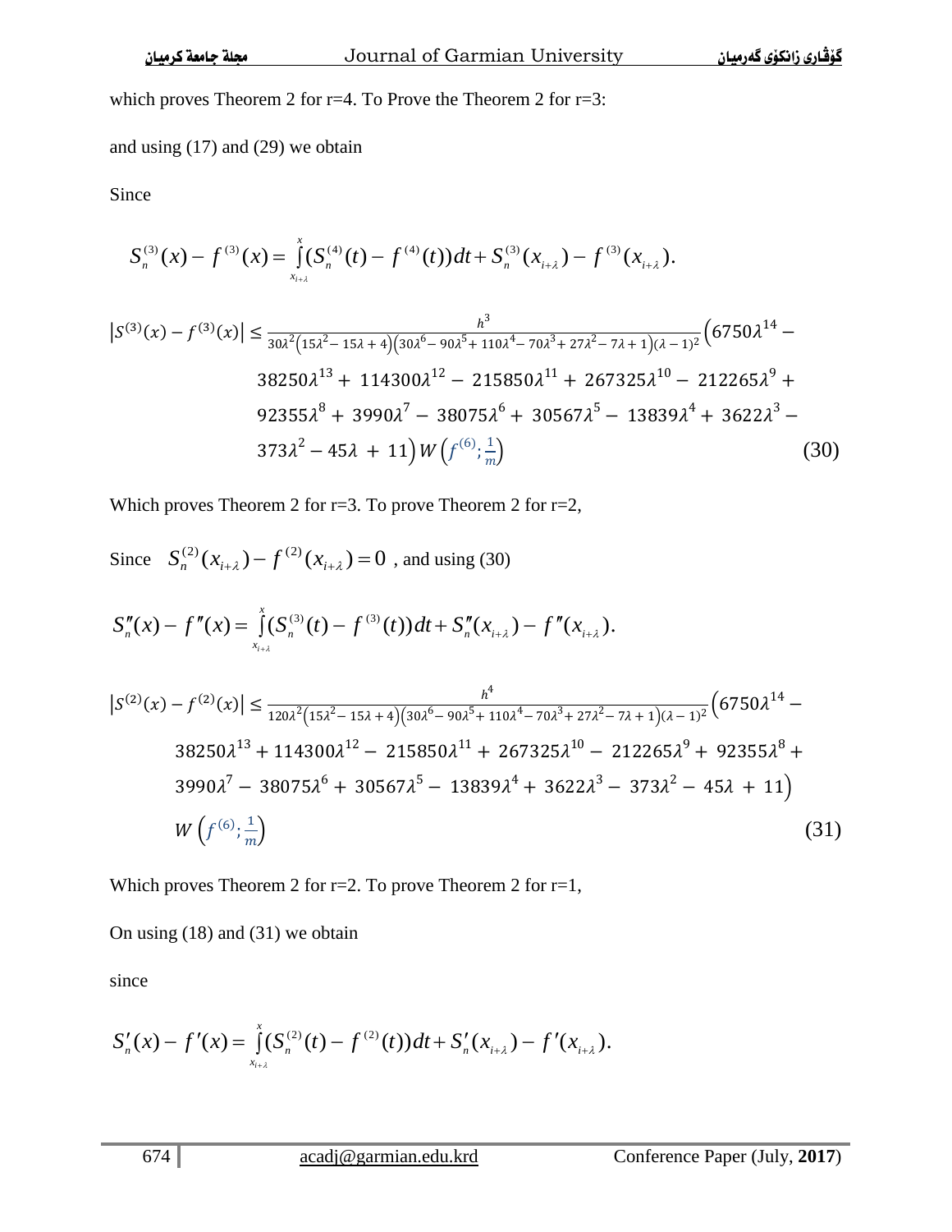which proves Theorem 2 for r=4. To Prove the Theorem 2 for r=3:

and using (17) and (29) we obtain

Since

$$S_n^{(3)}(x) - f^{(3)}(x) = \int_{x_{i+\lambda}}^{x} (S_n^{(4)}(t) - f^{(4)}(t))dt + S_n^{(3)}(x_{i+\lambda}) - f^{(3)}(x_{i+\lambda}).$$

$$\left|S^{(3)}(x) - f^{(3)}(x)\right| \le \frac{h^3}{30\lambda^2(15\lambda^2 - 15\lambda + 4)(30\lambda^6 - 90\lambda^5 + 110\lambda^4 - 70\lambda^3 + 27\lambda^2 - 7\lambda + 1)(\lambda-1)^2}\Big(6750\lambda^{14} - 38250\lambda^{13} + 114300\lambda^{12} - 215850\lambda^{11} + 267325\lambda^{10} - 212265\lambda^9 + 92355\lambda^8 + 3990\lambda^7 - 38075\lambda^6 + 30567\lambda^5 - 13839\lambda^4 + 3622\lambda^3 - 373\lambda^2 - 45\lambda + 11\Big) W\left(f^{(6)}; \frac{1}{m}\right) \tag{30}$$

Which proves Theorem 2 for r=3. To prove Theorem 2 for r=2,

Since $S_n^{(2)}(x_{i+\lambda}) - f^{(2)}(x_{i+\lambda}) = 0$ , and using (30)

$$S_n''(x) - f''(x) = \int_{x_{i+\lambda}}^{x} (S_n^{(3)}(t) - f^{(3)}(t))dt + S_n''(x_{i+\lambda}) - f''(x_{i+\lambda}).$$

$$\left|S^{(2)}(x) - f^{(2)}(x)\right| \le \frac{h^4}{120\lambda^2(15\lambda^2 - 15\lambda + 4)(30\lambda^6 - 90\lambda^5 + 110\lambda^4 - 70\lambda^3 + 27\lambda^2 - 7\lambda + 1)(\lambda-1)^2}\Big(6750\lambda^{14} - 38250\lambda^{13} + 114300\lambda^{12} - 215850\lambda^{11} + 267325\lambda^{10} - 212265\lambda^9 + 92355\lambda^8 + 3990\lambda^7 - 38075\lambda^6 + 30567\lambda^5 - 13839\lambda^4 + 3622\lambda^3 - 373\lambda^2 - 45\lambda + 11\Big) W\left(f^{(6)}; \frac{1}{m}\right) \tag{31}$$

Which proves Theorem 2 for r=2. To prove Theorem 2 for r=1,

On using (18) and (31) we obtain

since

$$S_n'(x) - f'(x) = \int_{x_{i+\lambda}}^{x} (S_n^{(2)}(t) - f^{(2)}(t))dt + S_n'(x_{i+\lambda}) - f'(x_{i+\lambda}).$$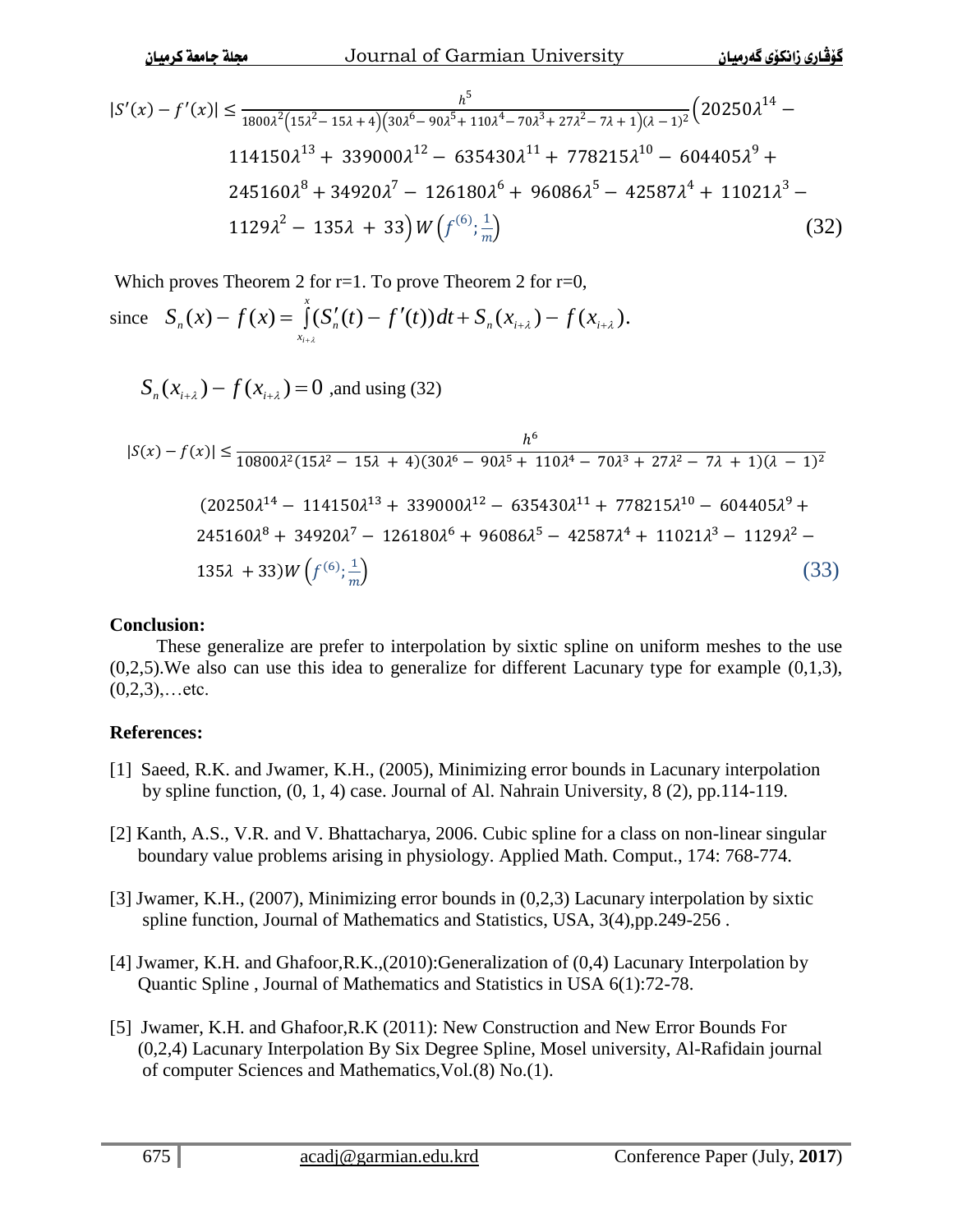$$|S'(x) - f'(x)| \le \frac{h^5}{1800\lambda^2(15\lambda^2 - 15\lambda + 4)(30\lambda^6 - 90\lambda^5 + 110\lambda^4 - 70\lambda^3 + 27\lambda^2 - 7\lambda + 1)(\lambda - 1)^2}\Big(20250\lambda^{14} - 114150\lambda^{13} + 339000\lambda^{12} - 635430\lambda^{11} + 778215\lambda^{10} - 604405\lambda^9 + 245160\lambda^8 + 34920\lambda^7 - 126180\lambda^6 + 96086\lambda^5 - 42587\lambda^4 + 11021\lambda^3 - 1129\lambda^2 - 135\lambda + 33\Big) W\left(f^{(6)}; \frac{1}{m}\right) \quad (32)$$

Which proves Theorem 2 for r=1. To prove Theorem 2 for r=0,

since $S_n(x) - f(x) = \int_{x_{i+\lambda}}^{x} (S_n'(t) - f'(t))dt + S_n(x_{i+\lambda}) - f(x_{i+\lambda})$.

$S_n(x_{i+\lambda}) - f(x_{i+\lambda}) = 0$ ,and using (32)

$$|S(x) - f(x)| \le \frac{h^6}{10800\lambda^2(15\lambda^2 - 15\lambda + 4)(30\lambda^6 - 90\lambda^5 + 110\lambda^4 - 70\lambda^3 + 27\lambda^2 - 7\lambda + 1)(\lambda - 1)^2} (20250\lambda^{14} - 114150\lambda^{13} + 339000\lambda^{12} - 635430\lambda^{11} + 778215\lambda^{10} - 604405\lambda^9 + 245160\lambda^8 + 34920\lambda^7 - 126180\lambda^6 + 96086\lambda^5 - 42587\lambda^4 + 11021\lambda^3 - 1129\lambda^2 - 135\lambda + 33) W\left(f^{(6)}; \frac{1}{m}\right) \quad (33)$$

**Conclusion:**

These generalize are prefer to interpolation by sixtic spline on uniform meshes to the use (0,2,5).We also can use this idea to generalize for different Lacunary type for example (0,1,3), (0,2,3),…etc.

**References:**

[1] Saeed, R.K. and Jwamer, K.H., (2005), Minimizing error bounds in Lacunary interpolation by spline function, (0, 1, 4) case. Journal of Al. Nahrain University, 8 (2), pp.114-119.

[2] Kanth, A.S., V.R. and V. Bhattacharya, 2006. Cubic spline for a class on non-linear singular boundary value problems arising in physiology. Applied Math. Comput., 174: 768-774.

[3] Jwamer, K.H., (2007), Minimizing error bounds in (0,2,3) Lacunary interpolation by sixtic spline function, Journal of Mathematics and Statistics, USA, 3(4),pp.249-256 .

[4] Jwamer, K.H. and Ghafoor,R.K.,(2010):Generalization of (0,4) Lacunary Interpolation by Quantic Spline , Journal of Mathematics and Statistics in USA 6(1):72-78.

[5] Jwamer, K.H. and Ghafoor,R.K (2011): New Construction and New Error Bounds For (0,2,4) Lacunary Interpolation By Six Degree Spline, Mosel university, Al-Rafidain journal of computer Sciences and Mathematics,Vol.(8) No.(1).